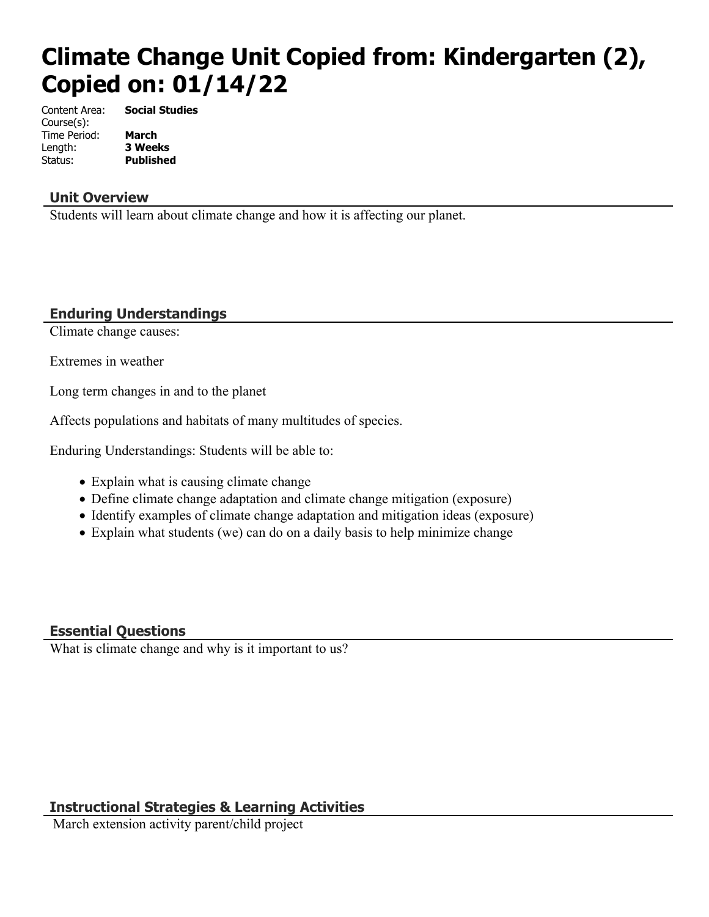# Climate Change Unit Copied from: Kindergarten (2), Copied on: 01/14/22

Content Area: **Social Studies**
Course(s):
Time Period: **March**
Length: **3 Weeks**
Status: **Published**

## Unit Overview

Students will learn about climate change and how it is affecting our planet.

## Enduring Understandings

Climate change causes:

Extremes in weather

Long term changes in and to the planet

Affects populations and habitats of many multitudes of species.

Enduring Understandings: Students will be able to:

- Explain what is causing climate change
- Define climate change adaptation and climate change mitigation (exposure)
- Identify examples of climate change adaptation and mitigation ideas (exposure)
- Explain what students (we) can do on a daily basis to help minimize change

## Essential Questions

What is climate change and why is it important to us?

## Instructional Strategies & Learning Activities

March extension activity parent/child project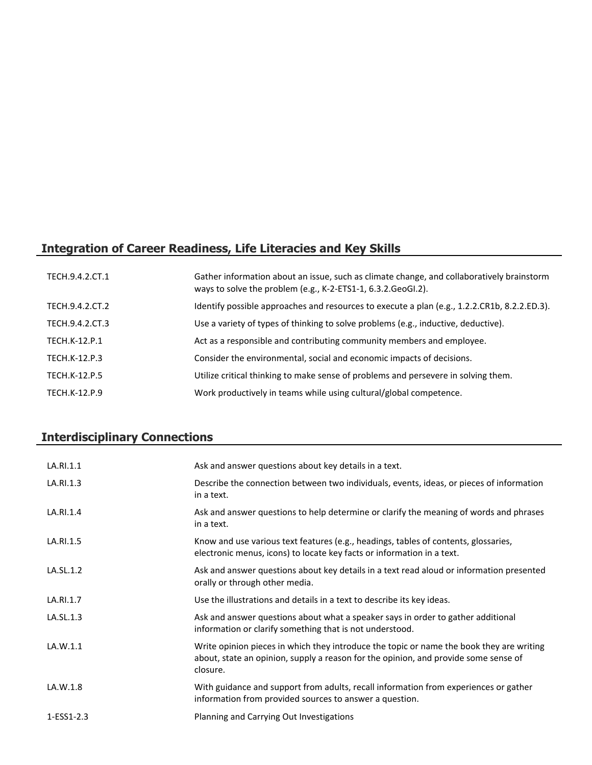## Integration of Career Readiness, Life Literacies and Key Skills

| | |
|---|---|
| TECH.9.4.2.CT.1 | Gather information about an issue, such as climate change, and collaboratively brainstorm ways to solve the problem (e.g., K-2-ETS1-1, 6.3.2.GeoGI.2). |
| TECH.9.4.2.CT.2 | Identify possible approaches and resources to execute a plan (e.g., 1.2.2.CR1b, 8.2.2.ED.3). |
| TECH.9.4.2.CT.3 | Use a variety of types of thinking to solve problems (e.g., inductive, deductive). |
| TECH.K-12.P.1 | Act as a responsible and contributing community members and employee. |
| TECH.K-12.P.3 | Consider the environmental, social and economic impacts of decisions. |
| TECH.K-12.P.5 | Utilize critical thinking to make sense of problems and persevere in solving them. |
| TECH.K-12.P.9 | Work productively in teams while using cultural/global competence. |

## Interdisciplinary Connections

| | |
|---|---|
| LA.RI.1.1 | Ask and answer questions about key details in a text. |
| LA.RI.1.3 | Describe the connection between two individuals, events, ideas, or pieces of information in a text. |
| LA.RI.1.4 | Ask and answer questions to help determine or clarify the meaning of words and phrases in a text. |
| LA.RI.1.5 | Know and use various text features (e.g., headings, tables of contents, glossaries, electronic menus, icons) to locate key facts or information in a text. |
| LA.SL.1.2 | Ask and answer questions about key details in a text read aloud or information presented orally or through other media. |
| LA.RI.1.7 | Use the illustrations and details in a text to describe its key ideas. |
| LA.SL.1.3 | Ask and answer questions about what a speaker says in order to gather additional information or clarify something that is not understood. |
| LA.W.1.1 | Write opinion pieces in which they introduce the topic or name the book they are writing about, state an opinion, supply a reason for the opinion, and provide some sense of closure. |
| LA.W.1.8 | With guidance and support from adults, recall information from experiences or gather information from provided sources to answer a question. |
| 1-ESS1-2.3 | Planning and Carrying Out Investigations |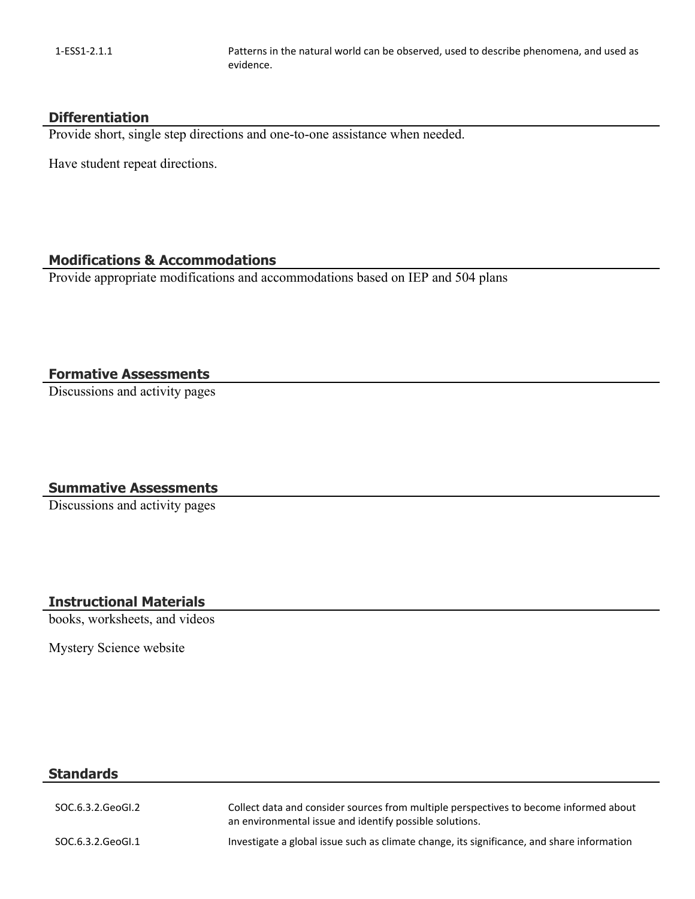| | |
|---|---|
| 1-ESS1-2.1.1 | Patterns in the natural world can be observed, used to describe phenomena, and used as evidence. |

## Differentiation

Provide short, single step directions and one-to-one assistance when needed.

Have student repeat directions.

## Modifications & Accommodations

Provide appropriate modifications and accommodations based on IEP and 504 plans

## Formative Assessments

Discussions and activity pages

## Summative Assessments

Discussions and activity pages

## Instructional Materials

books, worksheets, and videos

Mystery Science website

## Standards

| | |
|---|---|
| SOC.6.3.2.GeoGI.2 | Collect data and consider sources from multiple perspectives to become informed about an environmental issue and identify possible solutions. |
| SOC.6.3.2.GeoGI.1 | Investigate a global issue such as climate change, its significance, and share information |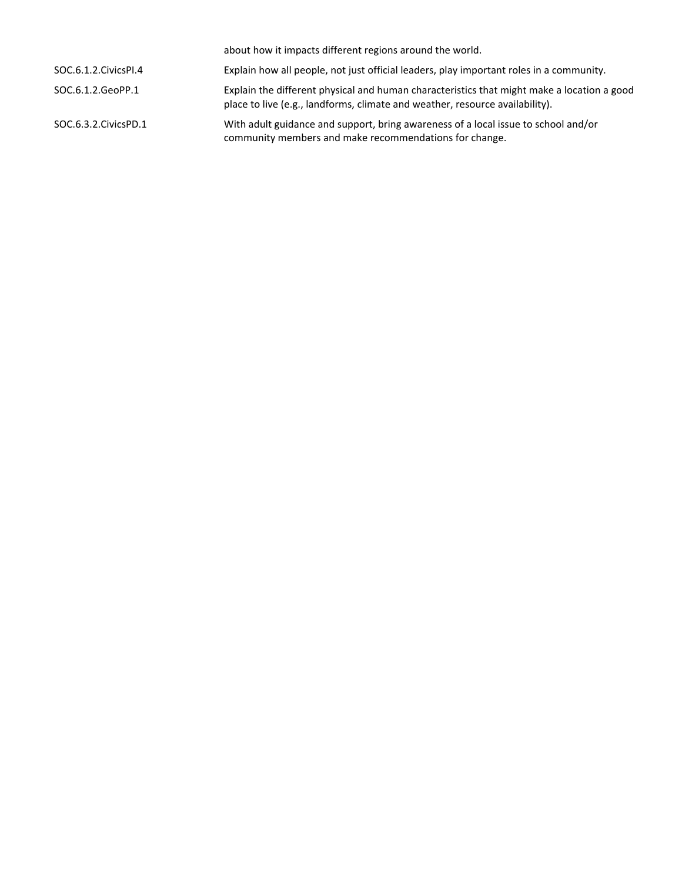| | |
|---|---|
| | about how it impacts different regions around the world. |
| SOC.6.1.2.CivicsPI.4 | Explain how all people, not just official leaders, play important roles in a community. |
| SOC.6.1.2.GeoPP.1 | Explain the different physical and human characteristics that might make a location a good place to live (e.g., landforms, climate and weather, resource availability). |
| SOC.6.3.2.CivicsPD.1 | With adult guidance and support, bring awareness of a local issue to school and/or community members and make recommendations for change. |